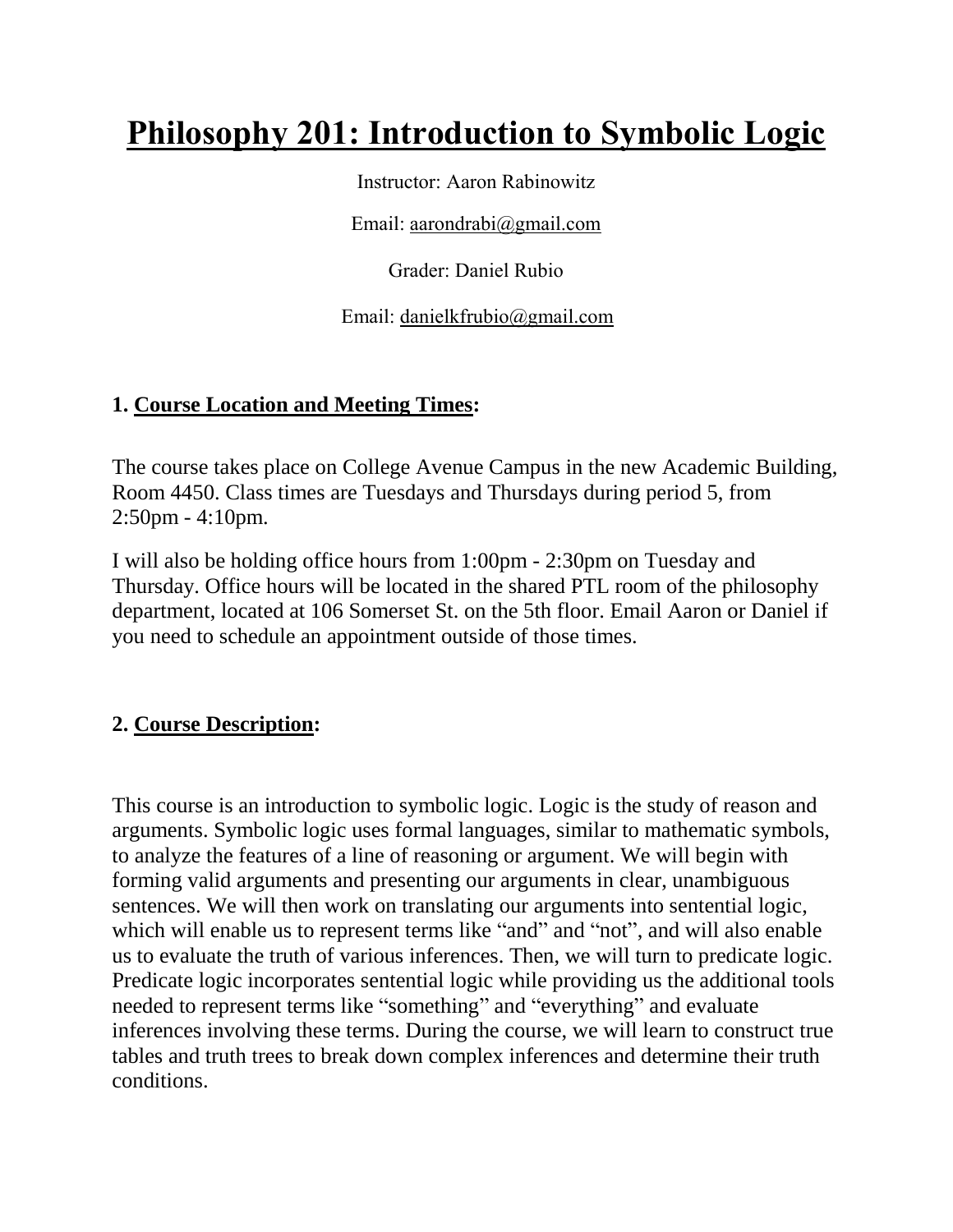# Philosophy 201: Introduction to Symbolic Logic

Instructor: Aaron Rabinowitz

Email: aarondrabi@gmail.com

Grader: Daniel Rubio

Email: danielkfrubio@gmail.com

### 1. Course Location and Meeting Times:

The course takes place on College Avenue Campus in the new Academic Building, Room 4450. Class times are Tuesdays and Thursdays during period 5, from 2:50pm - 4:10pm.

I will also be holding office hours from 1:00pm - 2:30pm on Tuesday and Thursday. Office hours will be located in the shared PTL room of the philosophy department, located at 106 Somerset St. on the 5th floor. Email Aaron or Daniel if you need to schedule an appointment outside of those times.

### 2. Course Description:

This course is an introduction to symbolic logic. Logic is the study of reason and arguments. Symbolic logic uses formal languages, similar to mathematic symbols, to analyze the features of a line of reasoning or argument. We will begin with forming valid arguments and presenting our arguments in clear, unambiguous sentences. We will then work on translating our arguments into sentential logic, which will enable us to represent terms like "and" and "not", and will also enable us to evaluate the truth of various inferences. Then, we will turn to predicate logic. Predicate logic incorporates sentential logic while providing us the additional tools needed to represent terms like "something" and "everything" and evaluate inferences involving these terms. During the course, we will learn to construct true tables and truth trees to break down complex inferences and determine their truth conditions.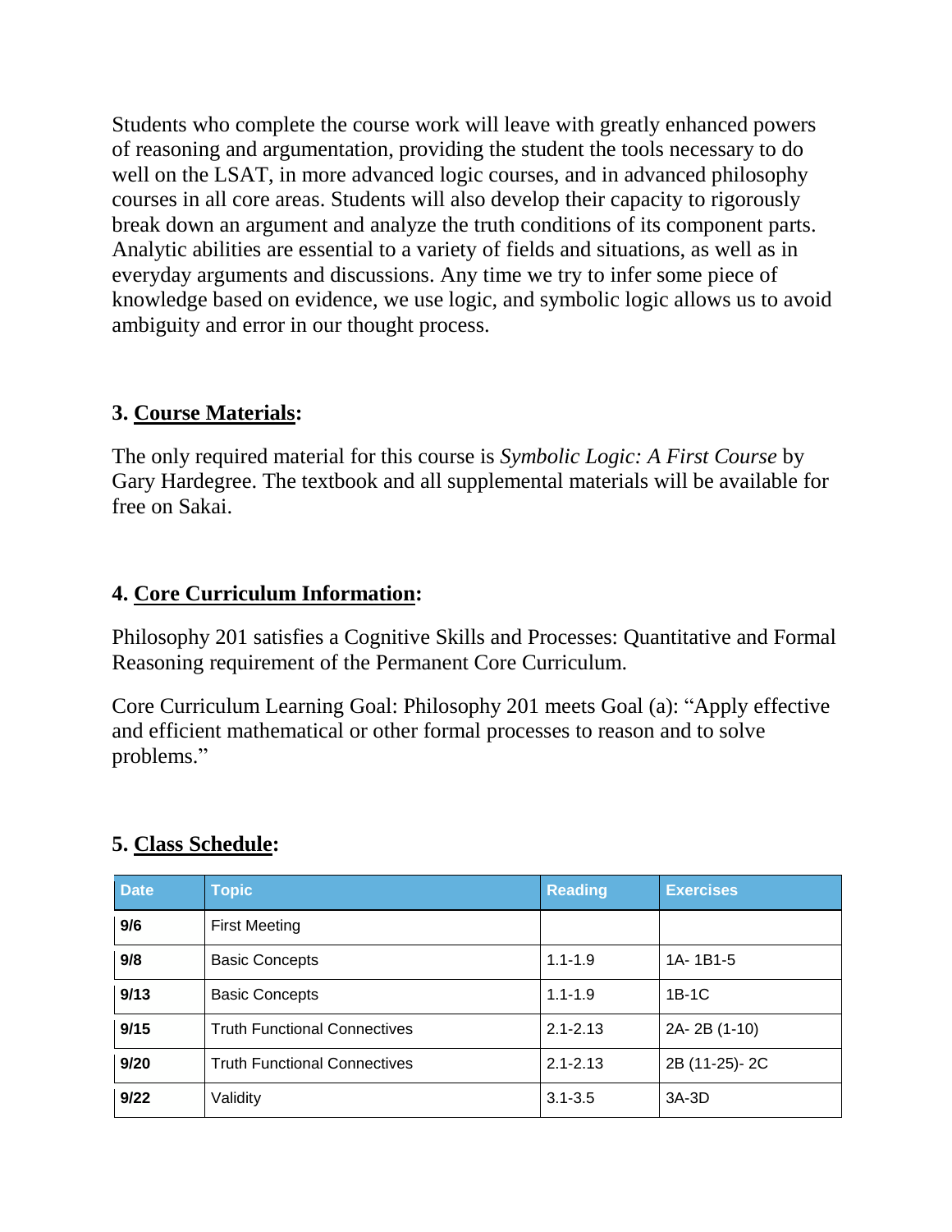Students who complete the course work will leave with greatly enhanced powers of reasoning and argumentation, providing the student the tools necessary to do well on the LSAT, in more advanced logic courses, and in advanced philosophy courses in all core areas. Students will also develop their capacity to rigorously break down an argument and analyze the truth conditions of its component parts. Analytic abilities are essential to a variety of fields and situations, as well as in everyday arguments and discussions. Any time we try to infer some piece of knowledge based on evidence, we use logic, and symbolic logic allows us to avoid ambiguity and error in our thought process.

### 3. Course Materials:

The only required material for this course is *Symbolic Logic: A First Course* by Gary Hardegree. The textbook and all supplemental materials will be available for free on Sakai.

### 4. Core Curriculum Information:

Philosophy 201 satisfies a Cognitive Skills and Processes: Quantitative and Formal Reasoning requirement of the Permanent Core Curriculum.

Core Curriculum Learning Goal: Philosophy 201 meets Goal (a): "Apply effective and efficient mathematical or other formal processes to reason and to solve problems."

### 5. Class Schedule:

| Date | Topic | Reading | Exercises |
|---|---|---|---|
| **9/6** | First Meeting | | |
| **9/8** | Basic Concepts | 1.1-1.9 | 1A- 1B1-5 |
| **9/13** | Basic Concepts | 1.1-1.9 | 1B-1C |
| **9/15** | Truth Functional Connectives | 2.1-2.13 | 2A- 2B (1-10) |
| **9/20** | Truth Functional Connectives | 2.1-2.13 | 2B (11-25)- 2C |
| **9/22** | Validity | 3.1-3.5 | 3A-3D |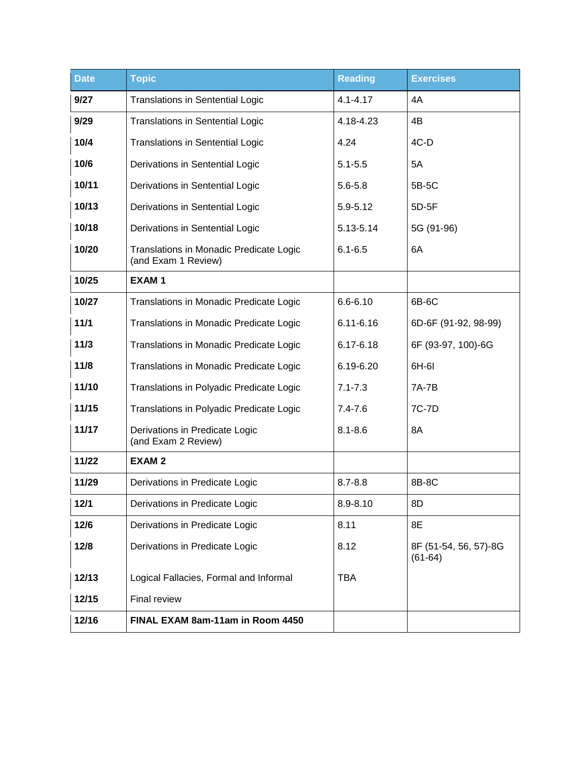| Date | Topic | Reading | Exercises |
|---|---|---|---|
| **9/27** | Translations in Sentential Logic | 4.1-4.17 | 4A |
| **9/29** | Translations in Sentential Logic | 4.18-4.23 | 4B |
| **10/4** | Translations in Sentential Logic | 4.24 | 4C-D |
| **10/6** | Derivations in Sentential Logic | 5.1-5.5 | 5A |
| **10/11** | Derivations in Sentential Logic | 5.6-5.8 | 5B-5C |
| **10/13** | Derivations in Sentential Logic | 5.9-5.12 | 5D-5F |
| **10/18** | Derivations in Sentential Logic | 5.13-5.14 | 5G (91-96) |
| **10/20** | Translations in Monadic Predicate Logic (and Exam 1 Review) | 6.1-6.5 | 6A |
| **10/25** | **EXAM 1** | | |
| **10/27** | Translations in Monadic Predicate Logic | 6.6-6.10 | 6B-6C |
| **11/1** | Translations in Monadic Predicate Logic | 6.11-6.16 | 6D-6F (91-92, 98-99) |
| **11/3** | Translations in Monadic Predicate Logic | 6.17-6.18 | 6F (93-97, 100)-6G |
| **11/8** | Translations in Monadic Predicate Logic | 6.19-6.20 | 6H-6I |
| **11/10** | Translations in Polyadic Predicate Logic | 7.1-7.3 | 7A-7B |
| **11/15** | Translations in Polyadic Predicate Logic | 7.4-7.6 | 7C-7D |
| **11/17** | Derivations in Predicate Logic (and Exam 2 Review) | 8.1-8.6 | 8A |
| **11/22** | **EXAM 2** | | |
| **11/29** | Derivations in Predicate Logic | 8.7-8.8 | 8B-8C |
| **12/1** | Derivations in Predicate Logic | 8.9-8.10 | 8D |
| **12/6** | Derivations in Predicate Logic | 8.11 | 8E |
| **12/8** | Derivations in Predicate Logic | 8.12 | 8F (51-54, 56, 57)-8G (61-64) |
| **12/13** | Logical Fallacies, Formal and Informal | TBA | |
| **12/15** | Final review | | |
| **12/16** | **FINAL EXAM 8am-11am in Room 4450** | | |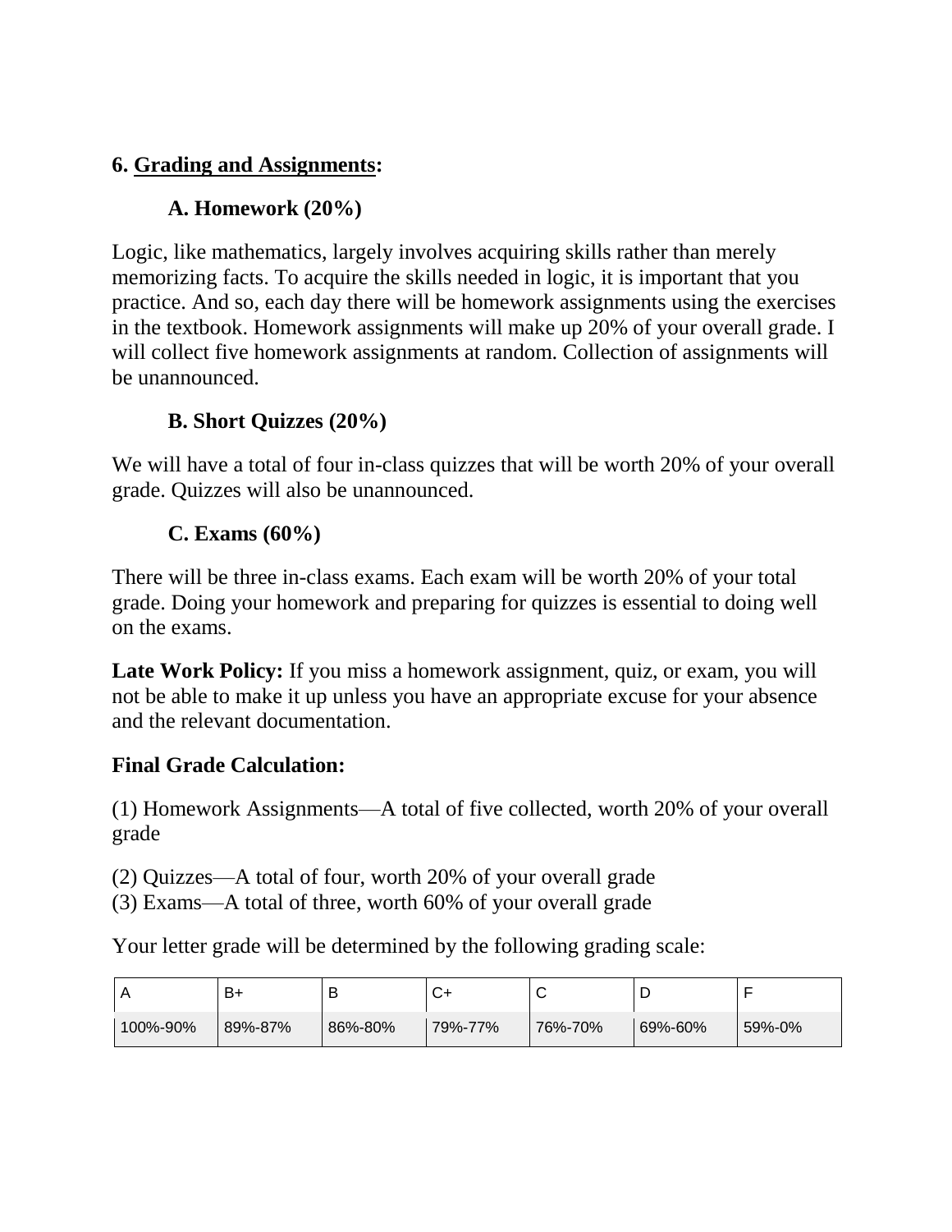## 6. Grading and Assignments:

### A. Homework (20%)

Logic, like mathematics, largely involves acquiring skills rather than merely memorizing facts. To acquire the skills needed in logic, it is important that you practice. And so, each day there will be homework assignments using the exercises in the textbook. Homework assignments will make up 20% of your overall grade. I will collect five homework assignments at random. Collection of assignments will be unannounced.

### B. Short Quizzes (20%)

We will have a total of four in-class quizzes that will be worth 20% of your overall grade. Quizzes will also be unannounced.

### C. Exams (60%)

There will be three in-class exams. Each exam will be worth 20% of your total grade. Doing your homework and preparing for quizzes is essential to doing well on the exams.

**Late Work Policy:** If you miss a homework assignment, quiz, or exam, you will not be able to make it up unless you have an appropriate excuse for your absence and the relevant documentation.

**Final Grade Calculation:**

(1) Homework Assignments—A total of five collected, worth 20% of your overall grade

(2) Quizzes—A total of four, worth 20% of your overall grade
(3) Exams—A total of three, worth 60% of your overall grade

Your letter grade will be determined by the following grading scale:

| A | B+ | B | C+ | C | D | F |
|---|---|---|---|---|---|---|
| 100%-90% | 89%-87% | 86%-80% | 79%-77% | 76%-70% | 69%-60% | 59%-0% |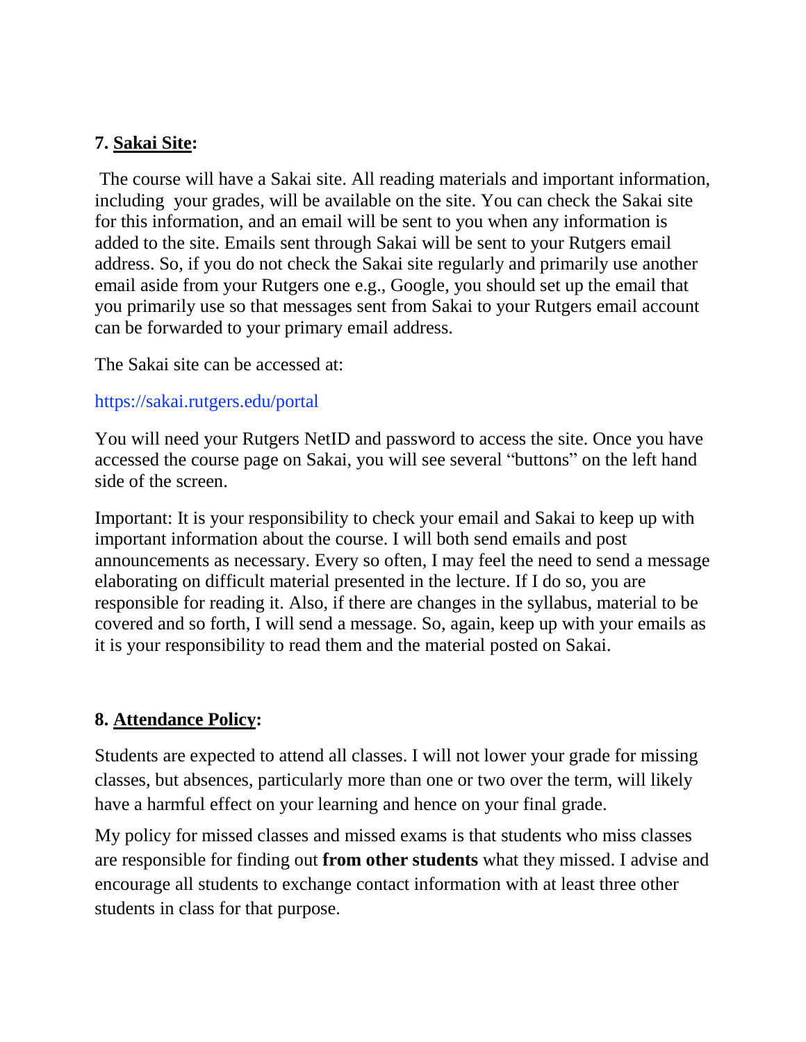**7. <u>Sakai Site</u>:**

The course will have a Sakai site. All reading materials and important information, including your grades, will be available on the site. You can check the Sakai site for this information, and an email will be sent to you when any information is added to the site. Emails sent through Sakai will be sent to your Rutgers email address. So, if you do not check the Sakai site regularly and primarily use another email aside from your Rutgers one e.g., Google, you should set up the email that you primarily use so that messages sent from Sakai to your Rutgers email account can be forwarded to your primary email address.

The Sakai site can be accessed at:

https://sakai.rutgers.edu/portal

You will need your Rutgers NetID and password to access the site. Once you have accessed the course page on Sakai, you will see several "buttons" on the left hand side of the screen.

Important: It is your responsibility to check your email and Sakai to keep up with important information about the course. I will both send emails and post announcements as necessary. Every so often, I may feel the need to send a message elaborating on difficult material presented in the lecture. If I do so, you are responsible for reading it. Also, if there are changes in the syllabus, material to be covered and so forth, I will send a message. So, again, keep up with your emails as it is your responsibility to read them and the material posted on Sakai.

**8. <u>Attendance Policy</u>:**

Students are expected to attend all classes. I will not lower your grade for missing classes, but absences, particularly more than one or two over the term, will likely have a harmful effect on your learning and hence on your final grade.

My policy for missed classes and missed exams is that students who miss classes are responsible for finding out **from other students** what they missed. I advise and encourage all students to exchange contact information with at least three other students in class for that purpose.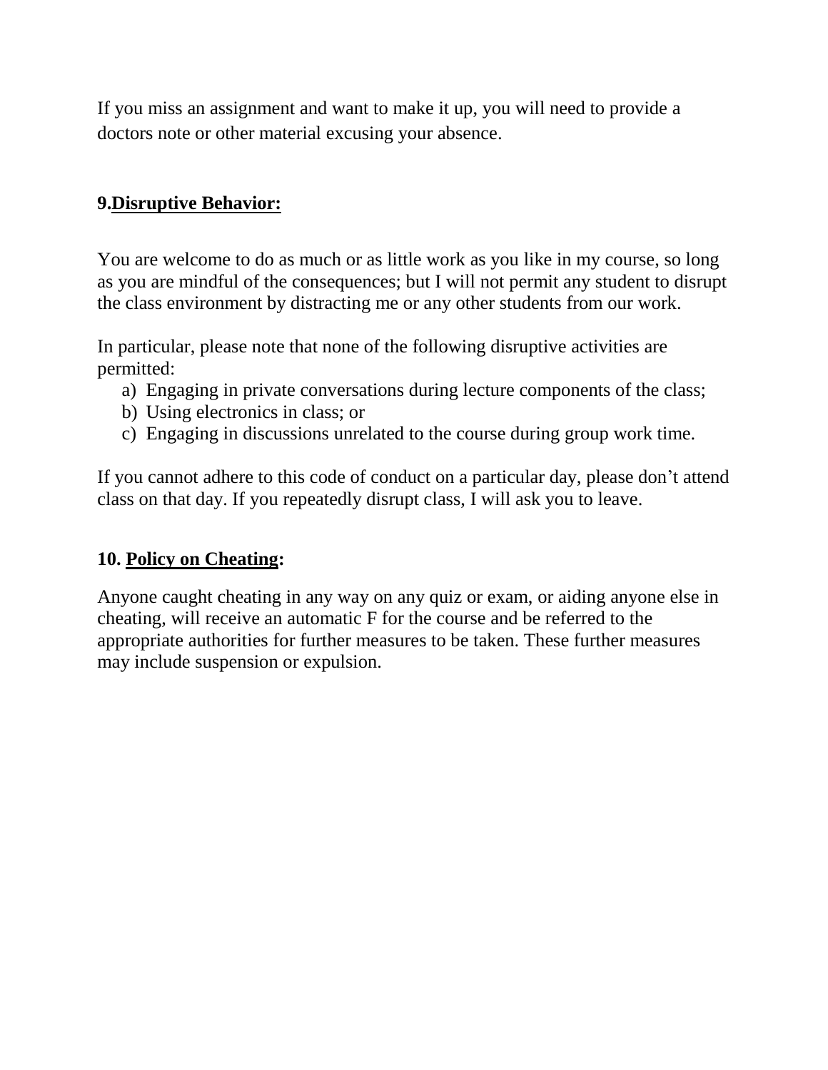If you miss an assignment and want to make it up, you will need to provide a doctors note or other material excusing your absence.

## 9. Disruptive Behavior:

You are welcome to do as much or as little work as you like in my course, so long as you are mindful of the consequences; but I will not permit any student to disrupt the class environment by distracting me or any other students from our work.

In particular, please note that none of the following disruptive activities are permitted:

a) Engaging in private conversations during lecture components of the class;
b) Using electronics in class; or
c) Engaging in discussions unrelated to the course during group work time.

If you cannot adhere to this code of conduct on a particular day, please don't attend class on that day. If you repeatedly disrupt class, I will ask you to leave.

## 10. Policy on Cheating:

Anyone caught cheating in any way on any quiz or exam, or aiding anyone else in cheating, will receive an automatic F for the course and be referred to the appropriate authorities for further measures to be taken. These further measures may include suspension or expulsion.